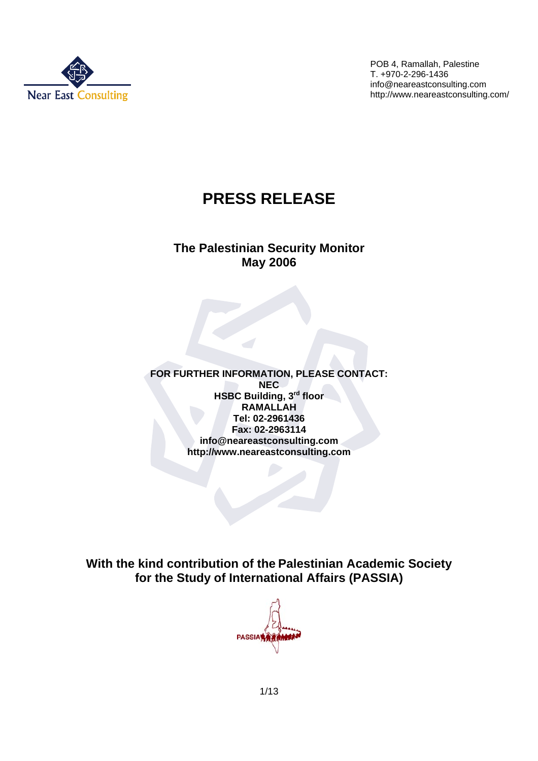Near East Consulting

POB 4, Ramallah, Palestine
T. +970-2-296-1436
info@neareastconsulting.com
http://www.neareastconsulting.com/

# PRESS RELEASE

## The Palestinian Security Monitor
## May 2006

**FOR FURTHER INFORMATION, PLEASE CONTACT:**
**NEC**
**HSBC Building, 3rd floor**
**RAMALLAH**
**Tel: 02-2961436**
**Fax: 02-2963114**
**info@neareastconsulting.com**
**http://www.neareastconsulting.com**

**With the kind contribution of the Palestinian Academic Society for the Study of International Affairs (PASSIA)**

PASSIA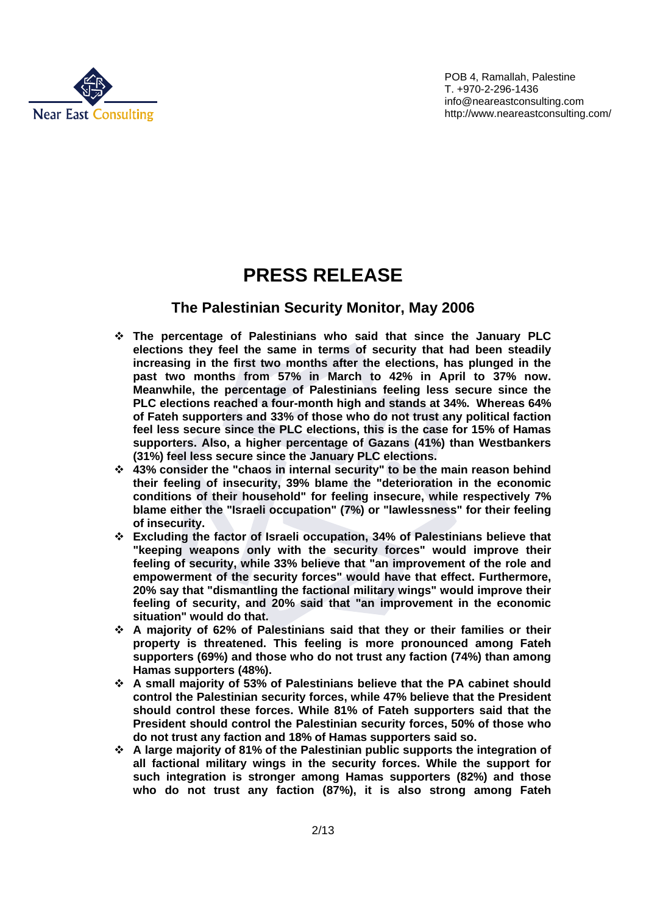Near East Consulting

POB 4, Ramallah, Palestine
T. +970-2-296-1436
info@neareastconsulting.com
http://www.neareastconsulting.com/

# PRESS RELEASE

## The Palestinian Security Monitor, May 2006

- **The percentage of Palestinians who said that since the January PLC elections they feel the same in terms of security that had been steadily increasing in the first two months after the elections, has plunged in the past two months from 57% in March to 42% in April to 37% now. Meanwhile, the percentage of Palestinians feeling less secure since the PLC elections reached a four-month high and stands at 34%. Whereas 64% of Fateh supporters and 33% of those who do not trust any political faction feel less secure since the PLC elections, this is the case for 15% of Hamas supporters. Also, a higher percentage of Gazans (41%) than Westbankers (31%) feel less secure since the January PLC elections.**
- **43% consider the "chaos in internal security" to be the main reason behind their feeling of insecurity, 39% blame the "deterioration in the economic conditions of their household" for feeling insecure, while respectively 7% blame either the "Israeli occupation" (7%) or "lawlessness" for their feeling of insecurity.**
- **Excluding the factor of Israeli occupation, 34% of Palestinians believe that "keeping weapons only with the security forces" would improve their feeling of security, while 33% believe that "an improvement of the role and empowerment of the security forces" would have that effect. Furthermore, 20% say that "dismantling the factional military wings" would improve their feeling of security, and 20% said that "an improvement in the economic situation" would do that.**
- **A majority of 62% of Palestinians said that they or their families or their property is threatened. This feeling is more pronounced among Fateh supporters (69%) and those who do not trust any faction (74%) than among Hamas supporters (48%).**
- **A small majority of 53% of Palestinians believe that the PA cabinet should control the Palestinian security forces, while 47% believe that the President should control these forces. While 81% of Fateh supporters said that the President should control the Palestinian security forces, 50% of those who do not trust any faction and 18% of Hamas supporters said so.**
- **A large majority of 81% of the Palestinian public supports the integration of all factional military wings in the security forces. While the support for such integration is stronger among Hamas supporters (82%) and those who do not trust any faction (87%), it is also strong among Fateh**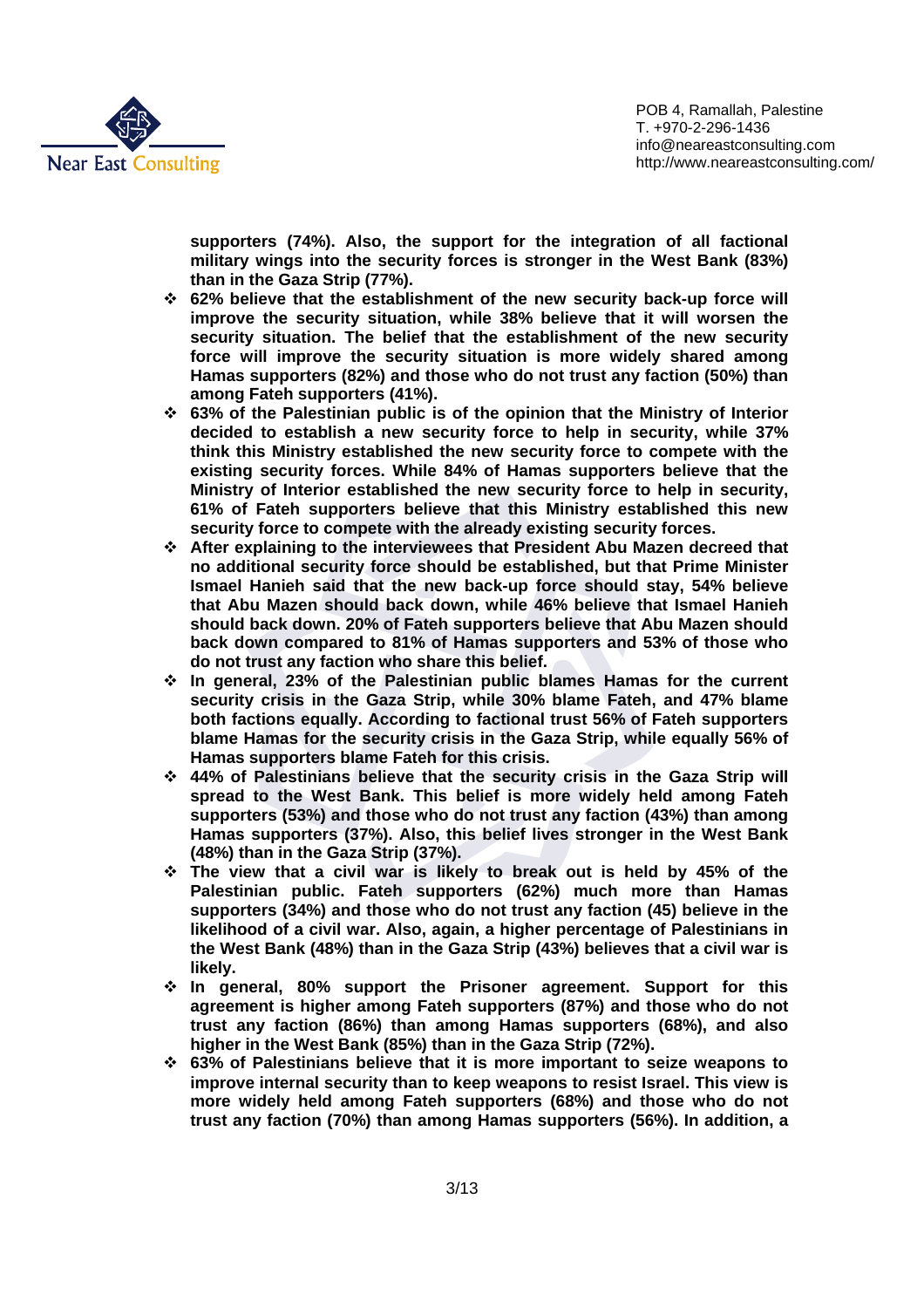**supporters (74%). Also, the support for the integration of all factional military wings into the security forces is stronger in the West Bank (83%) than in the Gaza Strip (77%).**

- **62% believe that the establishment of the new security back-up force will improve the security situation, while 38% believe that it will worsen the security situation. The belief that the establishment of the new security force will improve the security situation is more widely shared among Hamas supporters (82%) and those who do not trust any faction (50%) than among Fateh supporters (41%).**
- **63% of the Palestinian public is of the opinion that the Ministry of Interior decided to establish a new security force to help in security, while 37% think this Ministry established the new security force to compete with the existing security forces. While 84% of Hamas supporters believe that the Ministry of Interior established the new security force to help in security, 61% of Fateh supporters believe that this Ministry established this new security force to compete with the already existing security forces.**
- **After explaining to the interviewees that President Abu Mazen decreed that no additional security force should be established, but that Prime Minister Ismael Hanieh said that the new back-up force should stay, 54% believe that Abu Mazen should back down, while 46% believe that Ismael Hanieh should back down. 20% of Fateh supporters believe that Abu Mazen should back down compared to 81% of Hamas supporters and 53% of those who do not trust any faction who share this belief.**
- **In general, 23% of the Palestinian public blames Hamas for the current security crisis in the Gaza Strip, while 30% blame Fateh, and 47% blame both factions equally. According to factional trust 56% of Fateh supporters blame Hamas for the security crisis in the Gaza Strip, while equally 56% of Hamas supporters blame Fateh for this crisis.**
- **44% of Palestinians believe that the security crisis in the Gaza Strip will spread to the West Bank. This belief is more widely held among Fateh supporters (53%) and those who do not trust any faction (43%) than among Hamas supporters (37%). Also, this belief lives stronger in the West Bank (48%) than in the Gaza Strip (37%).**
- **The view that a civil war is likely to break out is held by 45% of the Palestinian public. Fateh supporters (62%) much more than Hamas supporters (34%) and those who do not trust any faction (45) believe in the likelihood of a civil war. Also, again, a higher percentage of Palestinians in the West Bank (48%) than in the Gaza Strip (43%) believes that a civil war is likely.**
- **In general, 80% support the Prisoner agreement. Support for this agreement is higher among Fateh supporters (87%) and those who do not trust any faction (86%) than among Hamas supporters (68%), and also higher in the West Bank (85%) than in the Gaza Strip (72%).**
- **63% of Palestinians believe that it is more important to seize weapons to improve internal security than to keep weapons to resist Israel. This view is more widely held among Fateh supporters (68%) and those who do not trust any faction (70%) than among Hamas supporters (56%). In addition, a**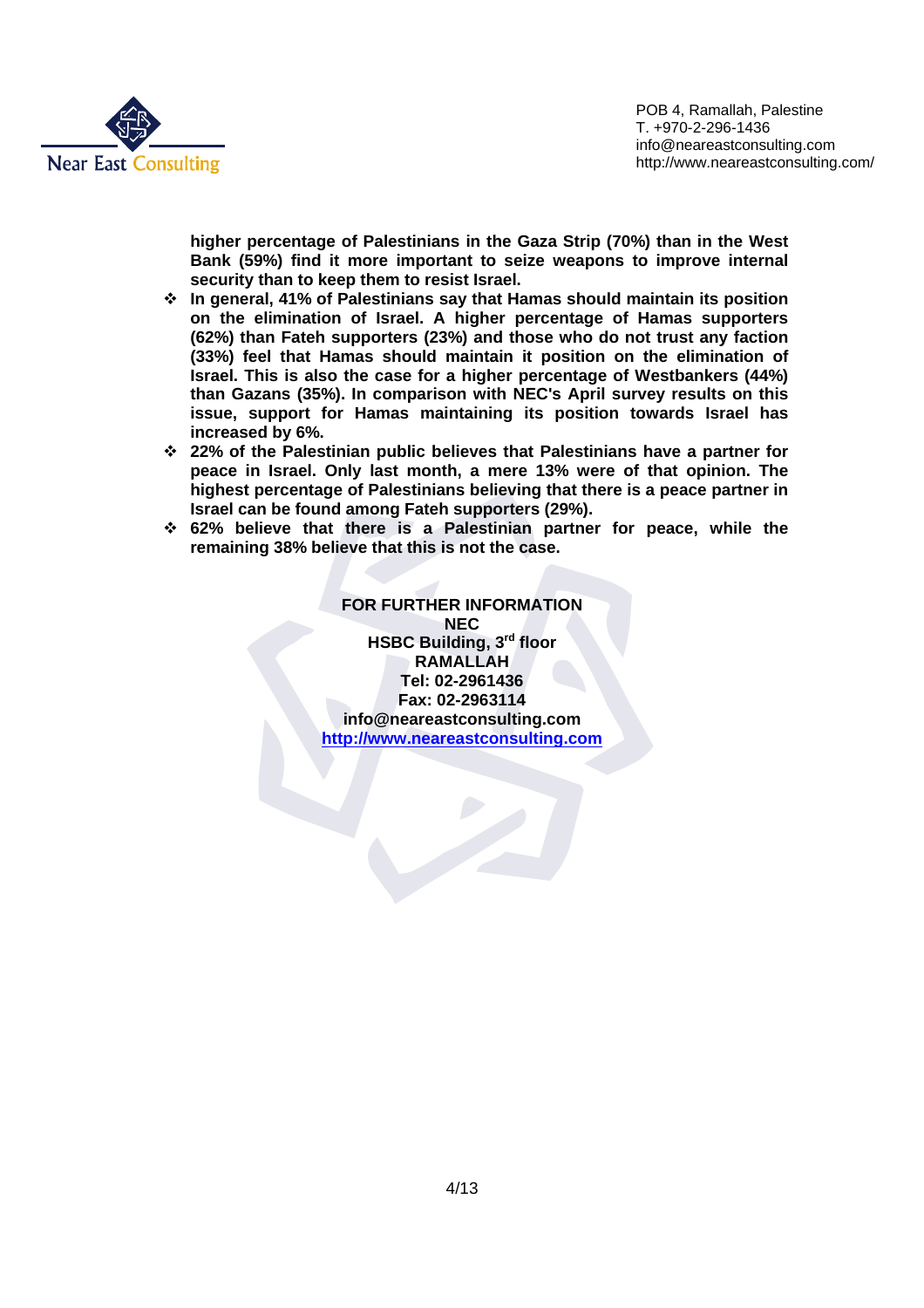**higher percentage of Palestinians in the Gaza Strip (70%) than in the West Bank (59%) find it more important to seize weapons to improve internal security than to keep them to resist Israel.**

- **In general, 41% of Palestinians say that Hamas should maintain its position on the elimination of Israel. A higher percentage of Hamas supporters (62%) than Fateh supporters (23%) and those who do not trust any faction (33%) feel that Hamas should maintain it position on the elimination of Israel. This is also the case for a higher percentage of Westbankers (44%) than Gazans (35%). In comparison with NEC's April survey results on this issue, support for Hamas maintaining its position towards Israel has increased by 6%.**
- **22% of the Palestinian public believes that Palestinians have a partner for peace in Israel. Only last month, a mere 13% were of that opinion. The highest percentage of Palestinians believing that there is a peace partner in Israel can be found among Fateh supporters (29%).**
- **62% believe that there is a Palestinian partner for peace, while the remaining 38% believe that this is not the case.**

**FOR FURTHER INFORMATION**
**NEC**
**HSBC Building, 3rd floor**
**RAMALLAH**
**Tel: 02-2961436**
**Fax: 02-2963114**
**info@neareastconsulting.com**
**http://www.neareastconsulting.com**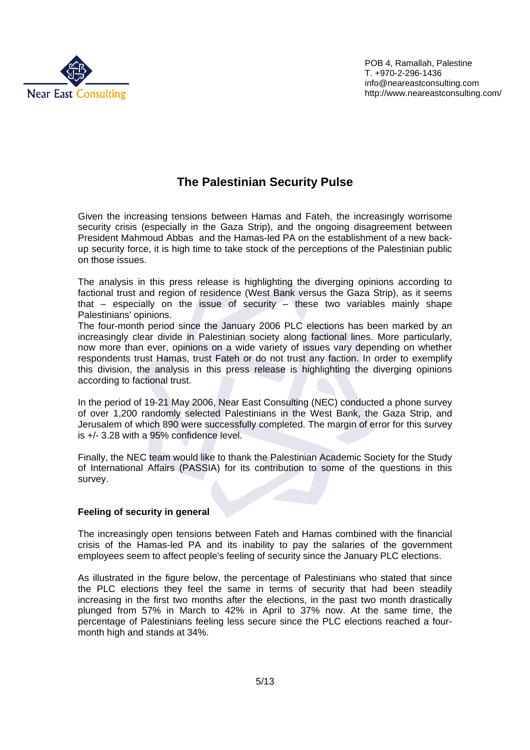Near East Consulting

POB 4, Ramallah, Palestine
T. +970-2-296-1436
info@neareastconsulting.com
http://www.neareastconsulting.com/

# The Palestinian Security Pulse

Given the increasing tensions between Hamas and Fateh, the increasingly worrisome security crisis (especially in the Gaza Strip), and the ongoing disagreement between President Mahmoud Abbas and the Hamas-led PA on the establishment of a new back-up security force, it is high time to take stock of the perceptions of the Palestinian public on those issues.

The analysis in this press release is highlighting the diverging opinions according to factional trust and region of residence (West Bank versus the Gaza Strip), as it seems that – especially on the issue of security – these two variables mainly shape Palestinians' opinions.
The four-month period since the January 2006 PLC elections has been marked by an increasingly clear divide in Palestinian society along factional lines. More particularly, now more than ever, opinions on a wide variety of issues vary depending on whether respondents trust Hamas, trust Fateh or do not trust any faction. In order to exemplify this division, the analysis in this press release is highlighting the diverging opinions according to factional trust.

In the period of 19-21 May 2006, Near East Consulting (NEC) conducted a phone survey of over 1,200 randomly selected Palestinians in the West Bank, the Gaza Strip, and Jerusalem of which 890 were successfully completed. The margin of error for this survey is +/- 3.28 with a 95% confidence level.

Finally, the NEC team would like to thank the Palestinian Academic Society for the Study of International Affairs (PASSIA) for its contribution to some of the questions in this survey.

**Feeling of security in general**

The increasingly open tensions between Fateh and Hamas combined with the financial crisis of the Hamas-led PA and its inability to pay the salaries of the government employees seem to affect people's feeling of security since the January PLC elections.

As illustrated in the figure below, the percentage of Palestinians who stated that since the PLC elections they feel the same in terms of security that had been steadily increasing in the first two months after the elections, in the past two month drastically plunged from 57% in March to 42% in April to 37% now. At the same time, the percentage of Palestinians feeling less secure since the PLC elections reached a four-month high and stands at 34%.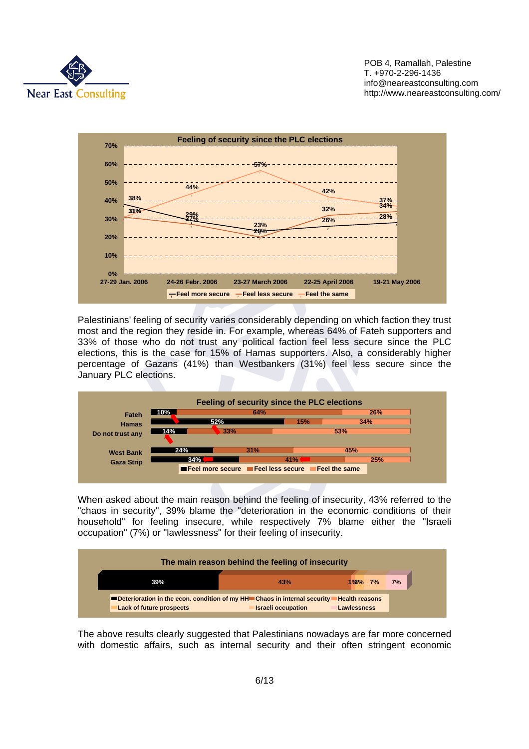**Feeling of security since the PLC elections**

| | 27-29 Jan. 2006 | 24-26 Febr. 2006 | 23-27 March 2006 | 22-25 April 2006 | 19-21 May 2006 |
|---|---|---|---|---|---|
| Feel more secure | 38% | 27% | 23% | 26% | 28% |
| Feel less secure | 31% | 29% | 20% | 32% | 34% |
| Feel the same | 31% | 44% | 57% | 42% | 37% |

Palestinians' feeling of security varies considerably depending on which faction they trust most and the region they reside in. For example, whereas 64% of Fateh supporters and 33% of those who do not trust any political faction feel less secure since the PLC elections, this is the case for 15% of Hamas supporters. Also, a considerably higher percentage of Gazans (41%) than Westbankers (31%) feel less secure since the January PLC elections.

**Feeling of security since the PLC elections**

| | Feel more secure | Feel less secure | Feel the same |
|---|---|---|---|
| Fateh | 10% | 64% | 26% |
| Hamas | 52% | 15% | 34% |
| Do not trust any | 14% | 33% | 53% |
| West Bank | 24% | 31% | 45% |
| Gaza Strip | 34% | 41% | 25% |

When asked about the main reason behind the feeling of insecurity, 43% referred to the "chaos in security", 39% blame the "deterioration in the economic conditions of their household" for feeling insecure, while respectively 7% blame either the "Israeli occupation" (7%) or "lawlessness" for their feeling of insecurity.

**The main reason behind the feeling of insecurity**

| Reason | % |
|---|---|
| Deterioration in the econ. condition of my HH | 39% |
| Chaos in internal security | 43% |
| Health reasons | 1% |
| Lack of future prospects | 3% |
| Israeli occupation | 7% |
| Lawlessness | 7% |

The above results clearly suggested that Palestinians nowadays are far more concerned with domestic affairs, such as internal security and their often stringent economic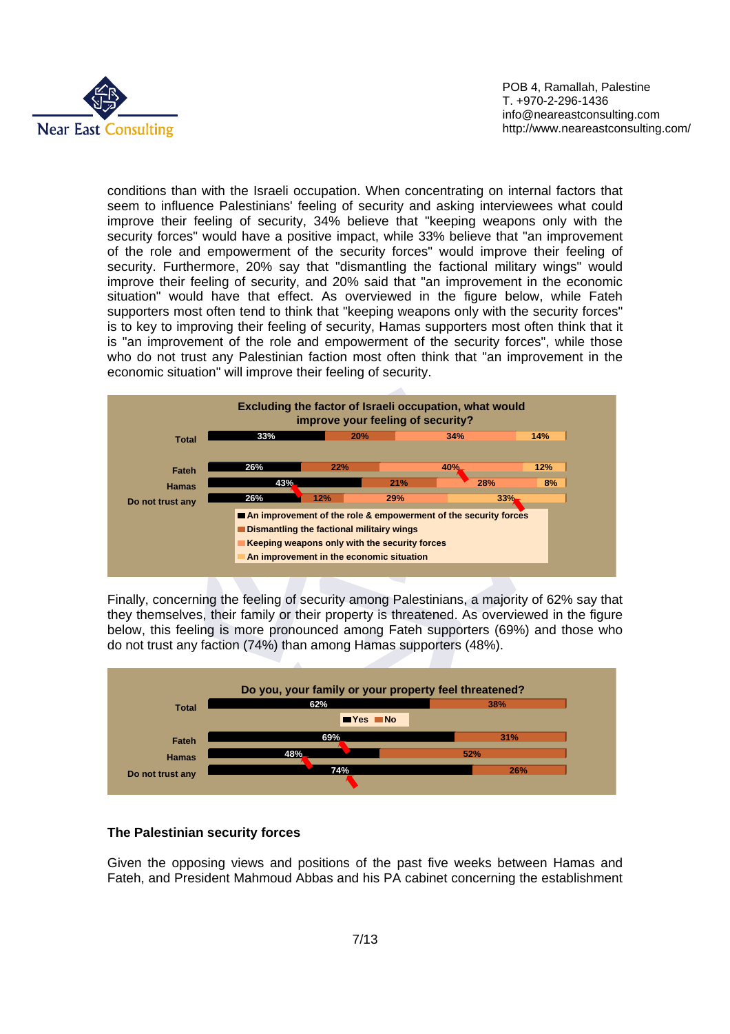conditions than with the Israeli occupation. When concentrating on internal factors that seem to influence Palestinians' feeling of security and asking interviewees what could improve their feeling of security, 34% believe that "keeping weapons only with the security forces" would have a positive impact, while 33% believe that "an improvement of the role and empowerment of the security forces" would improve their feeling of security. Furthermore, 20% say that "dismantling the factional military wings" would improve their feeling of security, and 20% said that "an improvement in the economic situation" would have that effect. As overviewed in the figure below, while Fateh supporters most often tend to think that "keeping weapons only with the security forces" is to key to improving their feeling of security, Hamas supporters most often think that it is "an improvement of the role and empowerment of the security forces", while those who do not trust any Palestinian faction most often think that "an improvement in the economic situation" will improve their feeling of security.

**Excluding the factor of Israeli occupation, what would improve your feeling of security?**

| | An improvement of the role & empowerment of the security forces | Dismantling the factional militairy wings | Keeping weapons only with the security forces | An improvement in the economic situation |
|---|---|---|---|---|
| Total | 33% | 20% | 34% | 14% |
| Fateh | 26% | 22% | 40% | 12% |
| Hamas | 43% | 21% | 28% | 8% |
| Do not trust any | 26% | 12% | 29% | 33% |

Finally, concerning the feeling of security among Palestinians, a majority of 62% say that they themselves, their family or their property is threatened. As overviewed in the figure below, this feeling is more pronounced among Fateh supporters (69%) and those who do not trust any faction (74%) than among Hamas supporters (48%).

**Do you, your family or your property feel threatened?**

| | Yes | No |
|---|---|---|
| Total | 62% | 38% |
| Fateh | 69% | 31% |
| Hamas | 48% | 52% |
| Do not trust any | 74% | 26% |

### The Palestinian security forces

Given the opposing views and positions of the past five weeks between Hamas and Fateh, and President Mahmoud Abbas and his PA cabinet concerning the establishment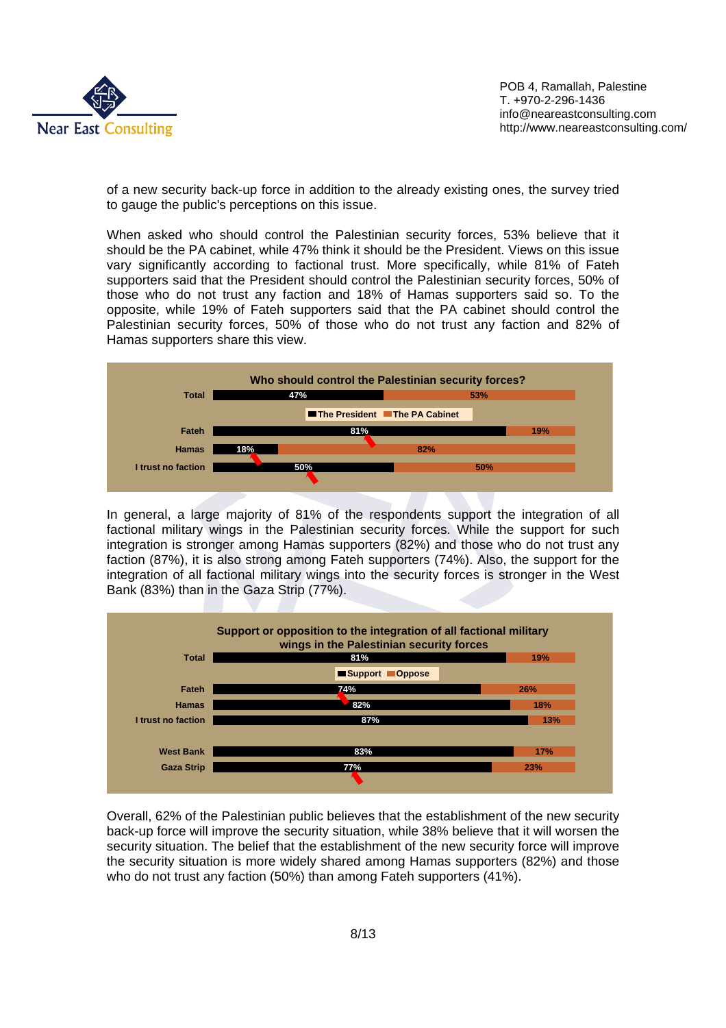of a new security back-up force in addition to the already existing ones, the survey tried to gauge the public's perceptions on this issue.

When asked who should control the Palestinian security forces, 53% believe that it should be the PA cabinet, while 47% think it should be the President. Views on this issue vary significantly according to factional trust. More specifically, while 81% of Fateh supporters said that the President should control the Palestinian security forces, 50% of those who do not trust any faction and 18% of Hamas supporters said so. To the opposite, while 19% of Fateh supporters said that the PA cabinet should control the Palestinian security forces, 50% of those who do not trust any faction and 82% of Hamas supporters share this view.

**Who should control the Palestinian security forces?**

| | The President | The PA Cabinet |
|---|---|---|
| Total | 47% | 53% |
| Fateh | 81% | 19% |
| Hamas | 18% | 82% |
| I trust no faction | 50% | 50% |

In general, a large majority of 81% of the respondents support the integration of all factional military wings in the Palestinian security forces. While the support for such integration is stronger among Hamas supporters (82%) and those who do not trust any faction (87%), it is also strong among Fateh supporters (74%). Also, the support for the integration of all factional military wings into the security forces is stronger in the West Bank (83%) than in the Gaza Strip (77%).

**Support or opposition to the integration of all factional military wings in the Palestinian security forces**

| | Support | Oppose |
|---|---|---|
| Total | 81% | 19% |
| Fateh | 74% | 26% |
| Hamas | 82% | 18% |
| I trust no faction | 87% | 13% |
| West Bank | 83% | 17% |
| Gaza Strip | 77% | 23% |

Overall, 62% of the Palestinian public believes that the establishment of the new security back-up force will improve the security situation, while 38% believe that it will worsen the security situation. The belief that the establishment of the new security force will improve the security situation is more widely shared among Hamas supporters (82%) and those who do not trust any faction (50%) than among Fateh supporters (41%).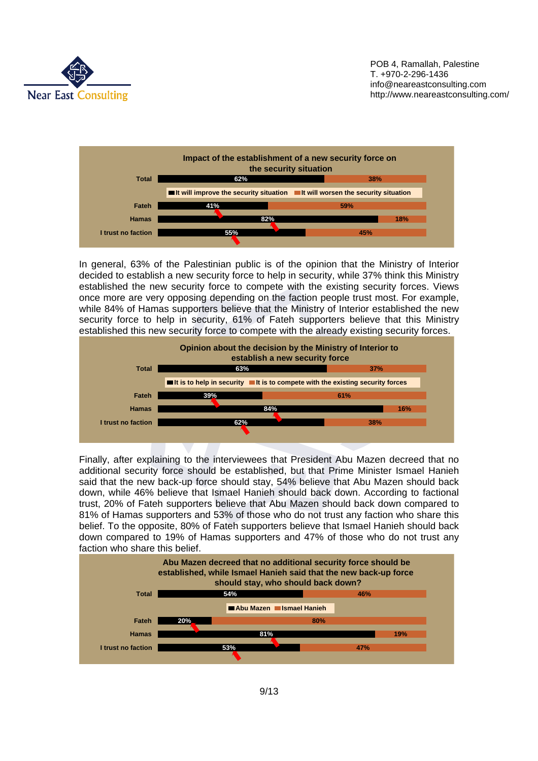**Impact of the establishment of a new security force on the security situation**

| | It will improve the security situation | It will worsen the security situation |
|---|---|---|
| Total | 62% | 38% |
| Fateh | 41% | 59% |
| Hamas | 82% | 18% |
| I trust no faction | 55% | 45% |

In general, 63% of the Palestinian public is of the opinion that the Ministry of Interior decided to establish a new security force to help in security, while 37% think this Ministry established the new security force to compete with the existing security forces. Views once more are very opposing depending on the faction people trust most. For example, while 84% of Hamas supporters believe that the Ministry of Interior established the new security force to help in security, 61% of Fateh supporters believe that this Ministry established this new security force to compete with the already existing security forces.

**Opinion about the decision by the Ministry of Interior to establish a new security force**

| | It is to help in security | It is to compete with the existing security forces |
|---|---|---|
| Total | 63% | 37% |
| Fateh | 39% | 61% |
| Hamas | 84% | 16% |
| I trust no faction | 62% | 38% |

Finally, after explaining to the interviewees that President Abu Mazen decreed that no additional security force should be established, but that Prime Minister Ismael Hanieh said that the new back-up force should stay, 54% believe that Abu Mazen should back down, while 46% believe that Ismael Hanieh should back down. According to factional trust, 20% of Fateh supporters believe that Abu Mazen should back down compared to 81% of Hamas supporters and 53% of those who do not trust any faction who share this belief. To the opposite, 80% of Fateh supporters believe that Ismael Hanieh should back down compared to 19% of Hamas supporters and 47% of those who do not trust any faction who share this belief.

**Abu Mazen decreed that no additional security force should be established, while Ismael Hanieh said that the new back-up force should stay, who should back down?**

| | Abu Mazen | Ismael Hanieh |
|---|---|---|
| Total | 54% | 46% |
| Fateh | 20% | 80% |
| Hamas | 81% | 19% |
| I trust no faction | 53% | 47% |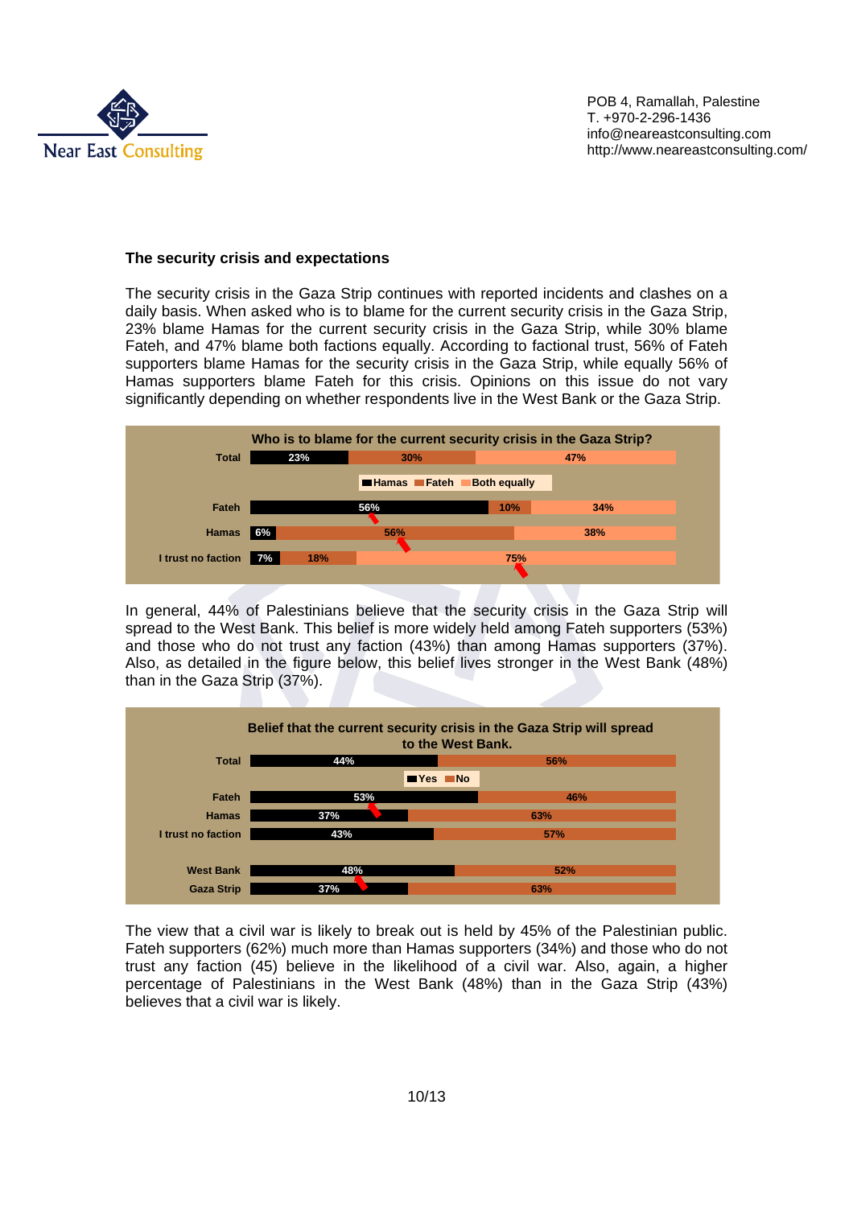### The security crisis and expectations

The security crisis in the Gaza Strip continues with reported incidents and clashes on a daily basis. When asked who is to blame for the current security crisis in the Gaza Strip, 23% blame Hamas for the current security crisis in the Gaza Strip, while 30% blame Fateh, and 47% blame both factions equally. According to factional trust, 56% of Fateh supporters blame Hamas for the security crisis in the Gaza Strip, while equally 56% of Hamas supporters blame Fateh for this crisis. Opinions on this issue do not vary significantly depending on whether respondents live in the West Bank or the Gaza Strip.

**Who is to blame for the current security crisis in the Gaza Strip?**

| | Hamas | Fateh | Both equally |
|---|---|---|---|
| Total | 23% | 30% | 47% |
| Fateh | 56% | 10% | 34% |
| Hamas | 6% | 56% | 38% |
| I trust no faction | 7% | 18% | 75% |

In general, 44% of Palestinians believe that the security crisis in the Gaza Strip will spread to the West Bank. This belief is more widely held among Fateh supporters (53%) and those who do not trust any faction (43%) than among Hamas supporters (37%). Also, as detailed in the figure below, this belief lives stronger in the West Bank (48%) than in the Gaza Strip (37%).

**Belief that the current security crisis in the Gaza Strip will spread to the West Bank.**

| | Yes | No |
|---|---|---|
| Total | 44% | 56% |
| Fateh | 53% | 46% |
| Hamas | 37% | 63% |
| I trust no faction | 43% | 57% |
| West Bank | 48% | 52% |
| Gaza Strip | 37% | 63% |

The view that a civil war is likely to break out is held by 45% of the Palestinian public. Fateh supporters (62%) much more than Hamas supporters (34%) and those who do not trust any faction (45) believe in the likelihood of a civil war. Also, again, a higher percentage of Palestinians in the West Bank (48%) than in the Gaza Strip (43%) believes that a civil war is likely.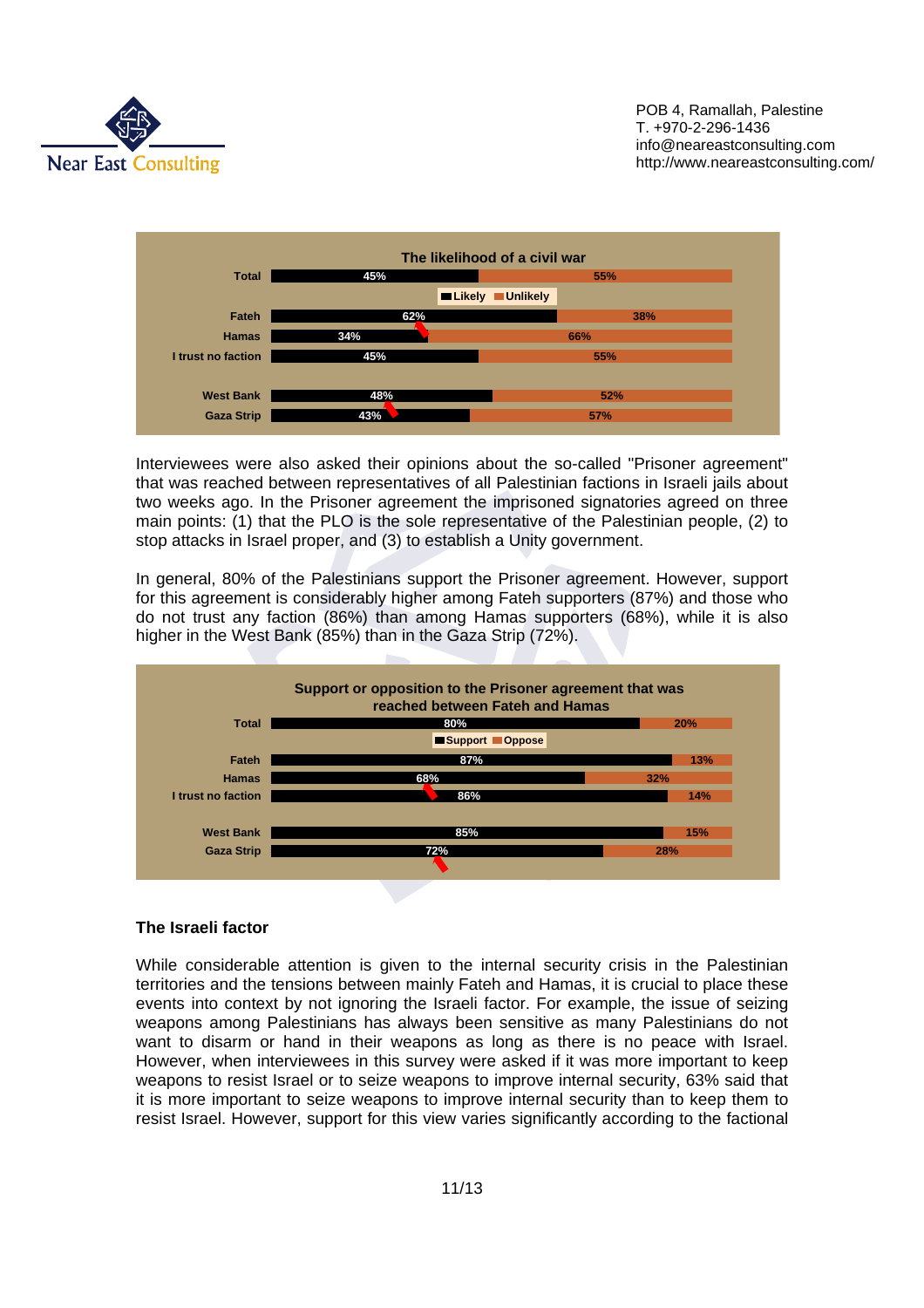**The likelihood of a civil war**

| | Likely | Unlikely |
|---|---|---|
| Total | 45% | 55% |
| Fateh | 62% | 38% |
| Hamas | 34% | 66% |
| I trust no faction | 45% | 55% |
| West Bank | 48% | 52% |
| Gaza Strip | 43% | 57% |

Interviewees were also asked their opinions about the so-called "Prisoner agreement" that was reached between representatives of all Palestinian factions in Israeli jails about two weeks ago. In the Prisoner agreement the imprisoned signatories agreed on three main points: (1) that the PLO is the sole representative of the Palestinian people, (2) to stop attacks in Israel proper, and (3) to establish a Unity government.

In general, 80% of the Palestinians support the Prisoner agreement. However, support for this agreement is considerably higher among Fateh supporters (87%) and those who do not trust any faction (86%) than among Hamas supporters (68%), while it is also higher in the West Bank (85%) than in the Gaza Strip (72%).

**Support or opposition to the Prisoner agreement that was reached between Fateh and Hamas**

| | Support | Oppose |
|---|---|---|
| Total | 80% | 20% |
| Fateh | 87% | 13% |
| Hamas | 68% | 32% |
| I trust no faction | 86% | 14% |
| West Bank | 85% | 15% |
| Gaza Strip | 72% | 28% |

## The Israeli factor

While considerable attention is given to the internal security crisis in the Palestinian territories and the tensions between mainly Fateh and Hamas, it is crucial to place these events into context by not ignoring the Israeli factor. For example, the issue of seizing weapons among Palestinians has always been sensitive as many Palestinians do not want to disarm or hand in their weapons as long as there is no peace with Israel. However, when interviewees in this survey were asked if it was more important to keep weapons to resist Israel or to seize weapons to improve internal security, 63% said that it is more important to seize weapons to improve internal security than to keep them to resist Israel. However, support for this view varies significantly according to the factional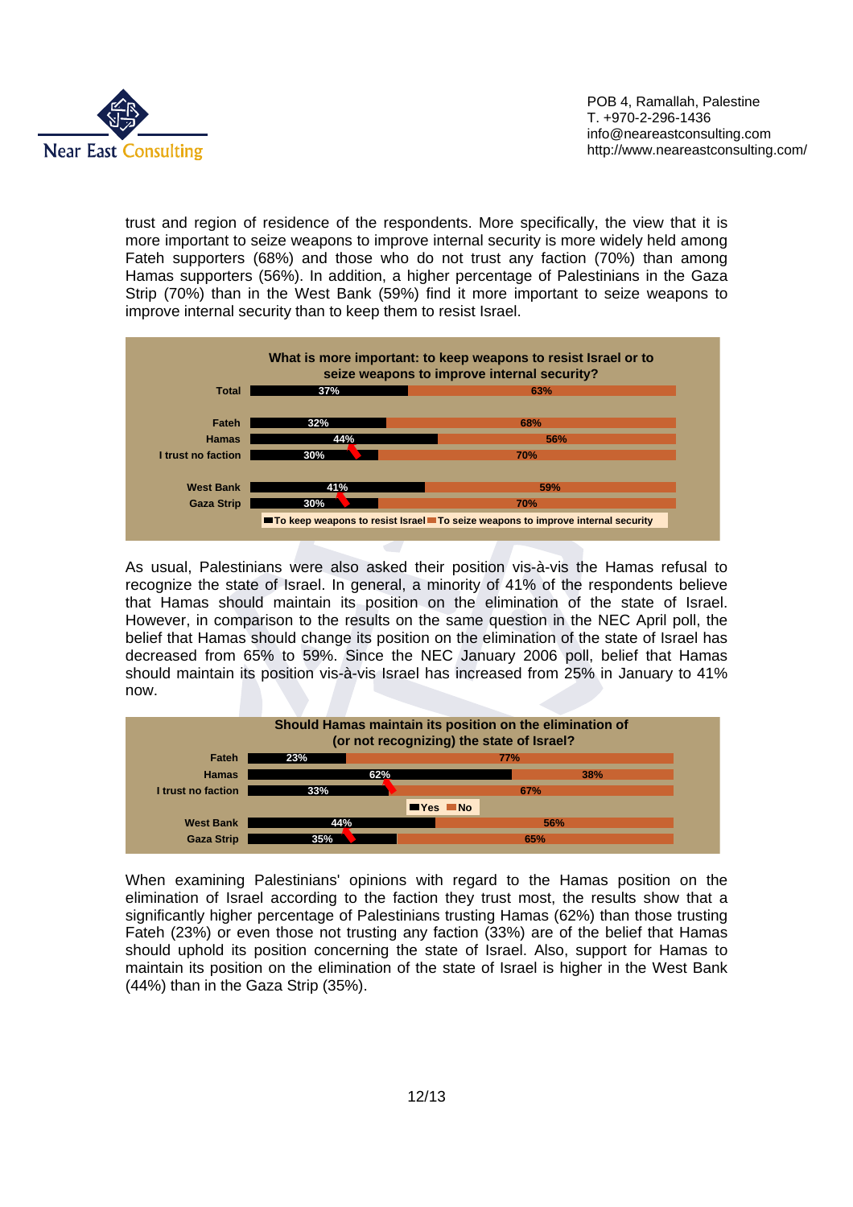trust and region of residence of the respondents. More specifically, the view that it is more important to seize weapons to improve internal security is more widely held among Fateh supporters (68%) and those who do not trust any faction (70%) than among Hamas supporters (56%). In addition, a higher percentage of Palestinians in the Gaza Strip (70%) than in the West Bank (59%) find it more important to seize weapons to improve internal security than to keep them to resist Israel.

**What is more important: to keep weapons to resist Israel or to seize weapons to improve internal security?**

| | To keep weapons to resist Israel | To seize weapons to improve internal security |
|---|---|---|
| Total | 37% | 63% |
| Fateh | 32% | 68% |
| Hamas | 44% | 56% |
| I trust no faction | 30% | 70% |
| West Bank | 41% | 59% |
| Gaza Strip | 30% | 70% |

As usual, Palestinians were also asked their position vis-à-vis the Hamas refusal to recognize the state of Israel. In general, a minority of 41% of the respondents believe that Hamas should maintain its position on the elimination of the state of Israel. However, in comparison to the results on the same question in the NEC April poll, the belief that Hamas should change its position on the elimination of the state of Israel has decreased from 65% to 59%. Since the NEC January 2006 poll, belief that Hamas should maintain its position vis-à-vis Israel has increased from 25% in January to 41% now.

**Should Hamas maintain its position on the elimination of (or not recognizing) the state of Israel?**

| | Yes | No |
|---|---|---|
| Fateh | 23% | 77% |
| Hamas | 62% | 38% |
| I trust no faction | 33% | 67% |
| West Bank | 44% | 56% |
| Gaza Strip | 35% | 65% |

When examining Palestinians' opinions with regard to the Hamas position on the elimination of Israel according to the faction they trust most, the results show that a significantly higher percentage of Palestinians trusting Hamas (62%) than those trusting Fateh (23%) or even those not trusting any faction (33%) are of the belief that Hamas should uphold its position concerning the state of Israel. Also, support for Hamas to maintain its position on the elimination of the state of Israel is higher in the West Bank (44%) than in the Gaza Strip (35%).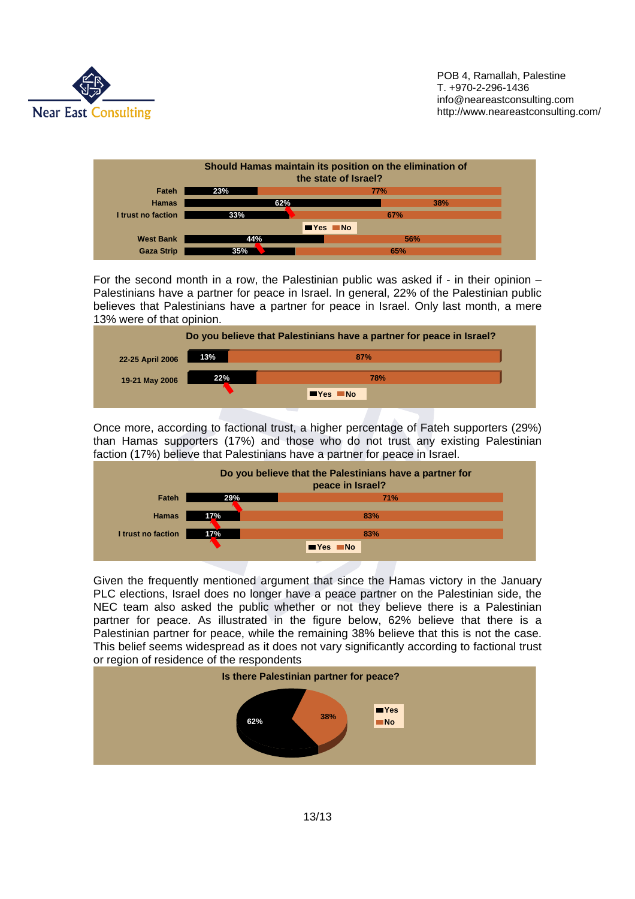Near East Consulting

POB 4, Ramallah, Palestine
T. +970-2-296-1436
info@neareastconsulting.com
http://www.neareastconsulting.com/

Should Hamas maintain its position on the elimination of the state of Israel?

Fateh 23% 77%
Hamas 62% 38%
I trust no faction 33% 67%
Yes No
West Bank 44% 56%
Gaza Strip 35% 65%

For the second month in a row, the Palestinian public was asked if - in their opinion – Palestinians have a partner for peace in Israel. In general, 22% of the Palestinian public believes that Palestinians have a partner for peace in Israel. Only last month, a mere 13% were of that opinion.

Do you believe that Palestinians have a partner for peace in Israel?

22-25 April 2006 13% 87%
19-21 May 2006 22% 78%
Yes No

Once more, according to factional trust, a higher percentage of Fateh supporters (29%) than Hamas supporters (17%) and those who do not trust any existing Palestinian faction (17%) believe that Palestinians have a partner for peace in Israel.

Do you believe that the Palestinians have a partner for peace in Israel?

Fateh 29% 71%
Hamas 17% 83%
I trust no faction 17% 83%
Yes No

Given the frequently mentioned argument that since the Hamas victory in the January PLC elections, Israel does no longer have a peace partner on the Palestinian side, the NEC team also asked the public whether or not they believe there is a Palestinian partner for peace. As illustrated in the figure below, 62% believe that there is a Palestinian partner for peace, while the remaining 38% believe that this is not the case. This belief seems widespread as it does not vary significantly according to factional trust or region of residence of the respondents

Is there Palestinian partner for peace?

62% 38%
Yes
No